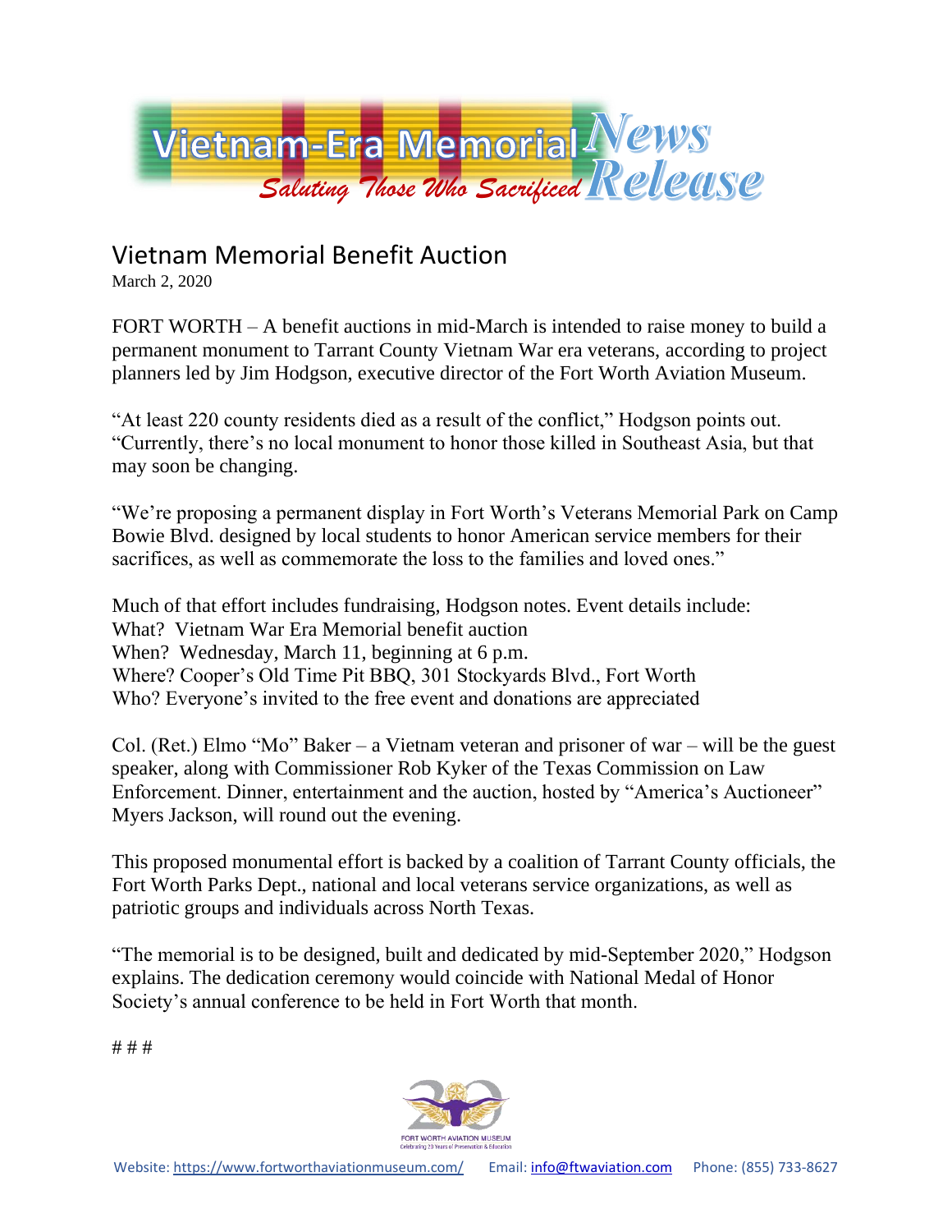Vietnam-Era Memorial News Release

*Saluting Those Who Sacrificed*

# Vietnam Memorial Benefit Auction

March 2, 2020

FORT WORTH – A benefit auctions in mid-March is intended to raise money to build a permanent monument to Tarrant County Vietnam War era veterans, according to project planners led by Jim Hodgson, executive director of the Fort Worth Aviation Museum.

"At least 220 county residents died as a result of the conflict," Hodgson points out. "Currently, there's no local monument to honor those killed in Southeast Asia, but that may soon be changing.

"We're proposing a permanent display in Fort Worth's Veterans Memorial Park on Camp Bowie Blvd. designed by local students to honor American service members for their sacrifices, as well as commemorate the loss to the families and loved ones."

Much of that effort includes fundraising, Hodgson notes. Event details include:
What? Vietnam War Era Memorial benefit auction
When? Wednesday, March 11, beginning at 6 p.m.
Where? Cooper's Old Time Pit BBQ, 301 Stockyards Blvd., Fort Worth
Who? Everyone's invited to the free event and donations are appreciated

Col. (Ret.) Elmo "Mo" Baker – a Vietnam veteran and prisoner of war – will be the guest speaker, along with Commissioner Rob Kyker of the Texas Commission on Law Enforcement. Dinner, entertainment and the auction, hosted by "America's Auctioneer" Myers Jackson, will round out the evening.

This proposed monumental effort is backed by a coalition of Tarrant County officials, the Fort Worth Parks Dept., national and local veterans service organizations, as well as patriotic groups and individuals across North Texas.

"The memorial is to be designed, built and dedicated by mid-September 2020," Hodgson explains. The dedication ceremony would coincide with National Medal of Honor Society's annual conference to be held in Fort Worth that month.

# # #

FORT WORTH AVIATION MUSEUM
Celebrating 20 Years of Preservation & Education

Website: https://www.fortworthaviationmuseum.com/ Email: info@ftwaviation.com Phone: (855) 733-8627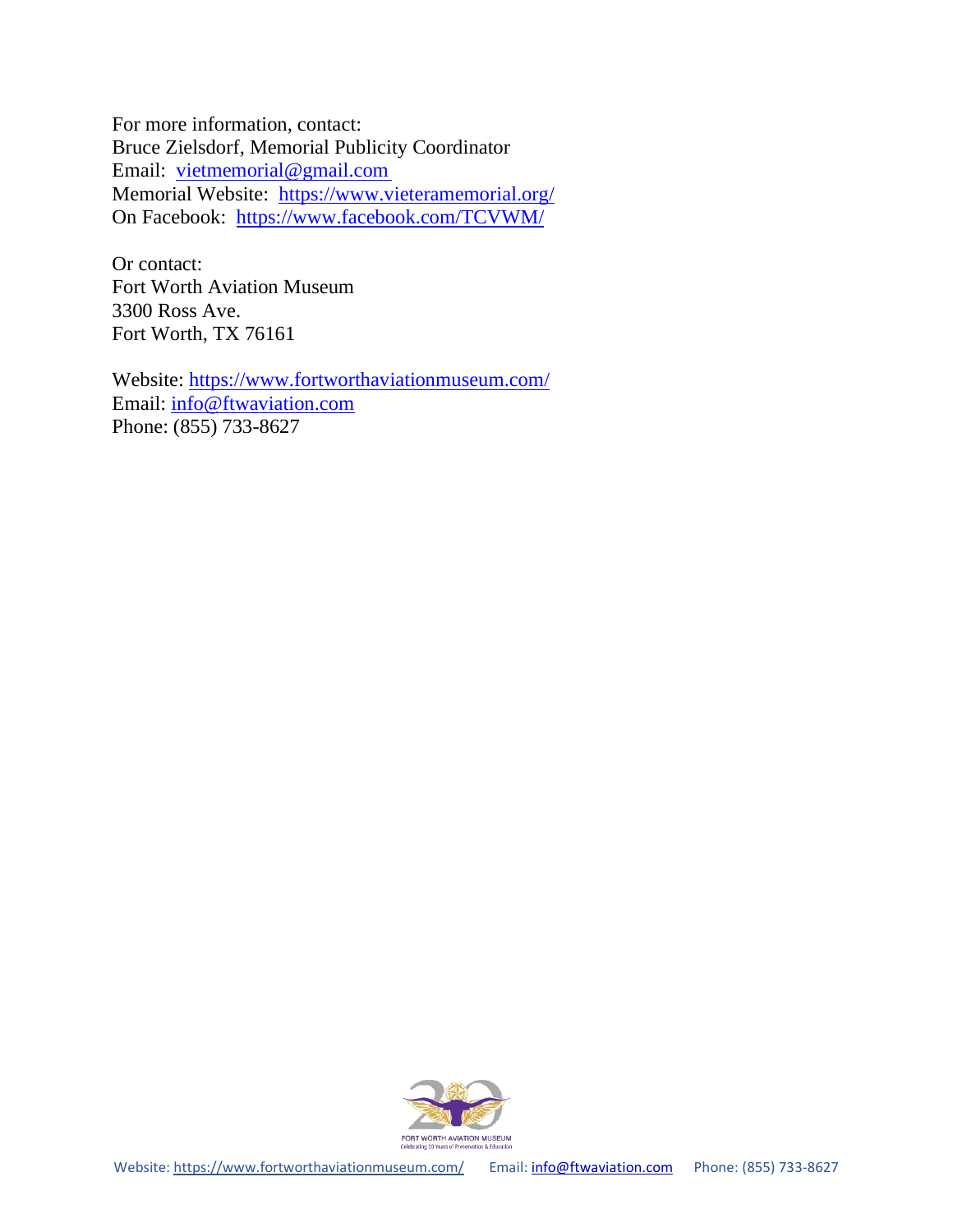For more information, contact:
Bruce Zielsdorf, Memorial Publicity Coordinator
Email: vietmemorial@gmail.com
Memorial Website: https://www.vieteramemorial.org/
On Facebook: https://www.facebook.com/TCVWM/

Or contact:
Fort Worth Aviation Museum
3300 Ross Ave.
Fort Worth, TX 76161

Website: https://www.fortworthaviationmuseum.com/
Email: info@ftwaviation.com
Phone: (855) 733-8627